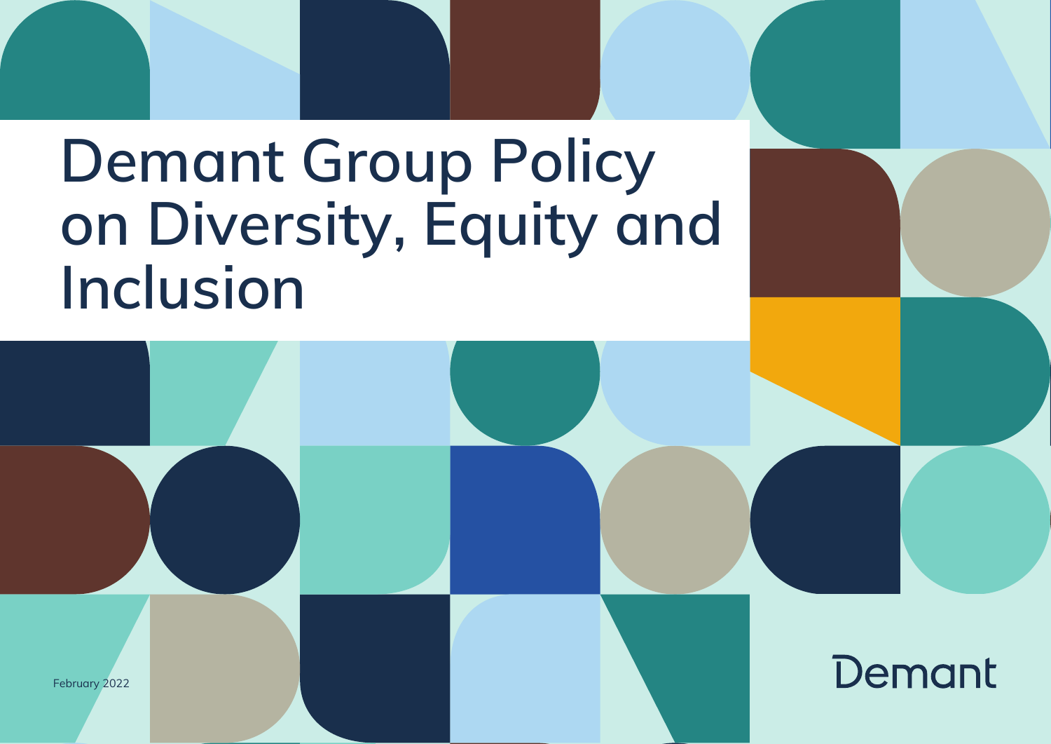# Demant Group Policy on Diversity, Equity and Inclusion

February 2022

Demant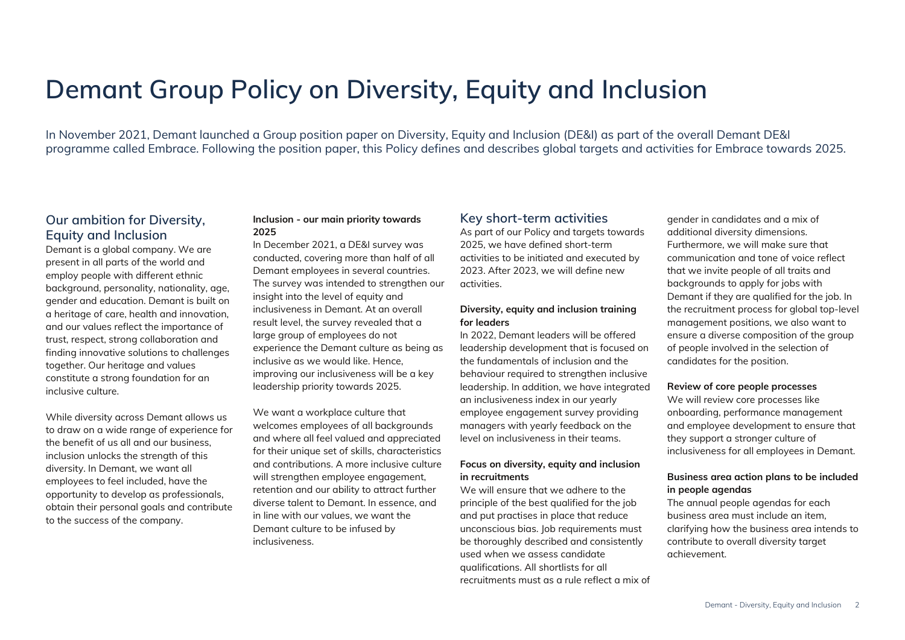# Demant Group Policy on Diversity, Equity and Inclusion

In November 2021, Demant launched a Group position paper on Diversity, Equity and Inclusion (DE&I) as part of the overall Demant DE&I programme called Embrace. Following the position paper, this Policy defines and describes global targets and activities for Embrace towards 2025.

## Our ambition for Diversity, Equity and Inclusion

Demant is a global company. We are present in all parts of the world and employ people with different ethnic background, personality, nationality, age, gender and education. Demant is built on a heritage of care, health and innovation, and our values reflect the importance of trust, respect, strong collaboration and finding innovative solutions to challenges together. Our heritage and values constitute a strong foundation for an inclusive culture.

While diversity across Demant allows us to draw on a wide range of experience for the benefit of us all and our business, inclusion unlocks the strength of this diversity. In Demant, we want all employees to feel included, have the opportunity to develop as professionals, obtain their personal goals and contribute to the success of the company.

**Inclusion - our main priority towards 2025**

In December 2021, a DE&I survey was conducted, covering more than half of all Demant employees in several countries. The survey was intended to strengthen our insight into the level of equity and inclusiveness in Demant. At an overall result level, the survey revealed that a large group of employees do not experience the Demant culture as being as inclusive as we would like. Hence, improving our inclusiveness will be a key leadership priority towards 2025.

We want a workplace culture that welcomes employees of all backgrounds and where all feel valued and appreciated for their unique set of skills, characteristics and contributions. A more inclusive culture will strengthen employee engagement, retention and our ability to attract further diverse talent to Demant. In essence, and in line with our values, we want the Demant culture to be infused by inclusiveness.

## Key short-term activities

As part of our Policy and targets towards 2025, we have defined short-term activities to be initiated and executed by 2023. After 2023, we will define new activities.

**Diversity, equity and inclusion training for leaders**

In 2022, Demant leaders will be offered leadership development that is focused on the fundamentals of inclusion and the behaviour required to strengthen inclusive leadership. In addition, we have integrated an inclusiveness index in our yearly employee engagement survey providing managers with yearly feedback on the level on inclusiveness in their teams.

**Focus on diversity, equity and inclusion in recruitments**

We will ensure that we adhere to the principle of the best qualified for the job and put practises in place that reduce unconscious bias. Job requirements must be thoroughly described and consistently used when we assess candidate qualifications. All shortlists for all recruitments must as a rule reflect a mix of gender in candidates and a mix of additional diversity dimensions. Furthermore, we will make sure that communication and tone of voice reflect that we invite people of all traits and backgrounds to apply for jobs with Demant if they are qualified for the job. In the recruitment process for global top-level management positions, we also want to ensure a diverse composition of the group of people involved in the selection of candidates for the position.

**Review of core people processes**

We will review core processes like onboarding, performance management and employee development to ensure that they support a stronger culture of inclusiveness for all employees in Demant.

**Business area action plans to be included in people agendas**

The annual people agendas for each business area must include an item, clarifying how the business area intends to contribute to overall diversity target achievement.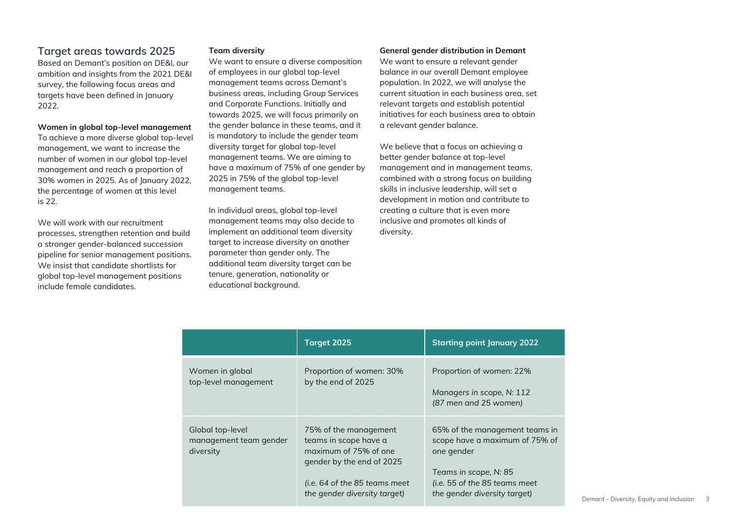## Target areas towards 2025

Based on Demant's position on DE&I, our ambition and insights from the 2021 DE&I survey, the following focus areas and targets have been defined in January 2022.

**Women in global top-level management**

To achieve a more diverse global top-level management, we want to increase the number of women in our global top-level management and reach a proportion of 30% women in 2025. As of January 2022, the percentage of women at this level is 22.

We will work with our recruitment processes, strengthen retention and build a stronger gender-balanced succession pipeline for senior management positions. We insist that candidate shortlists for global top-level management positions include female candidates.

**Team diversity**

We want to ensure a diverse composition of employees in our global top-level management teams across Demant's business areas, including Group Services and Corporate Functions. Initially and towards 2025, we will focus primarily on the gender balance in these teams, and it is mandatory to include the gender team diversity target for global top-level management teams. We are aiming to have a maximum of 75% of one gender by 2025 in 75% of the global top-level management teams.

In individual areas, global top-level management teams may also decide to implement an additional team diversity target to increase diversity on another parameter than gender only. The additional team diversity target can be tenure, generation, nationality or educational background.

**General gender distribution in Demant**

We want to ensure a relevant gender balance in our overall Demant employee population. In 2022, we will analyse the current situation in each business area, set relevant targets and establish potential initiatives for each business area to obtain a relevant gender balance.

We believe that a focus on achieving a better gender balance at top-level management and in management teams, combined with a strong focus on building skills in inclusive leadership, will set a development in motion and contribute to creating a culture that is even more inclusive and promotes all kinds of diversity.

| | Target 2025 | Starting point January 2022 |
|---|---|---|
| Women in global top-level management | Proportion of women: 30% by the end of 2025 | Proportion of women: 22%<br><br>*Managers in scope, N: 112 (87 men and 25 women)* |
| Global top-level management team gender diversity | 75% of the management teams in scope have a maximum of 75% of one gender by the end of 2025<br><br>*(i.e. 64 of the 85 teams meet the gender diversity target)* | 65% of the management teams in scope have a maximum of 75% of one gender<br><br>*Teams in scope, N: 85 (i.e. 55 of the 85 teams meet the gender diversity target)* |